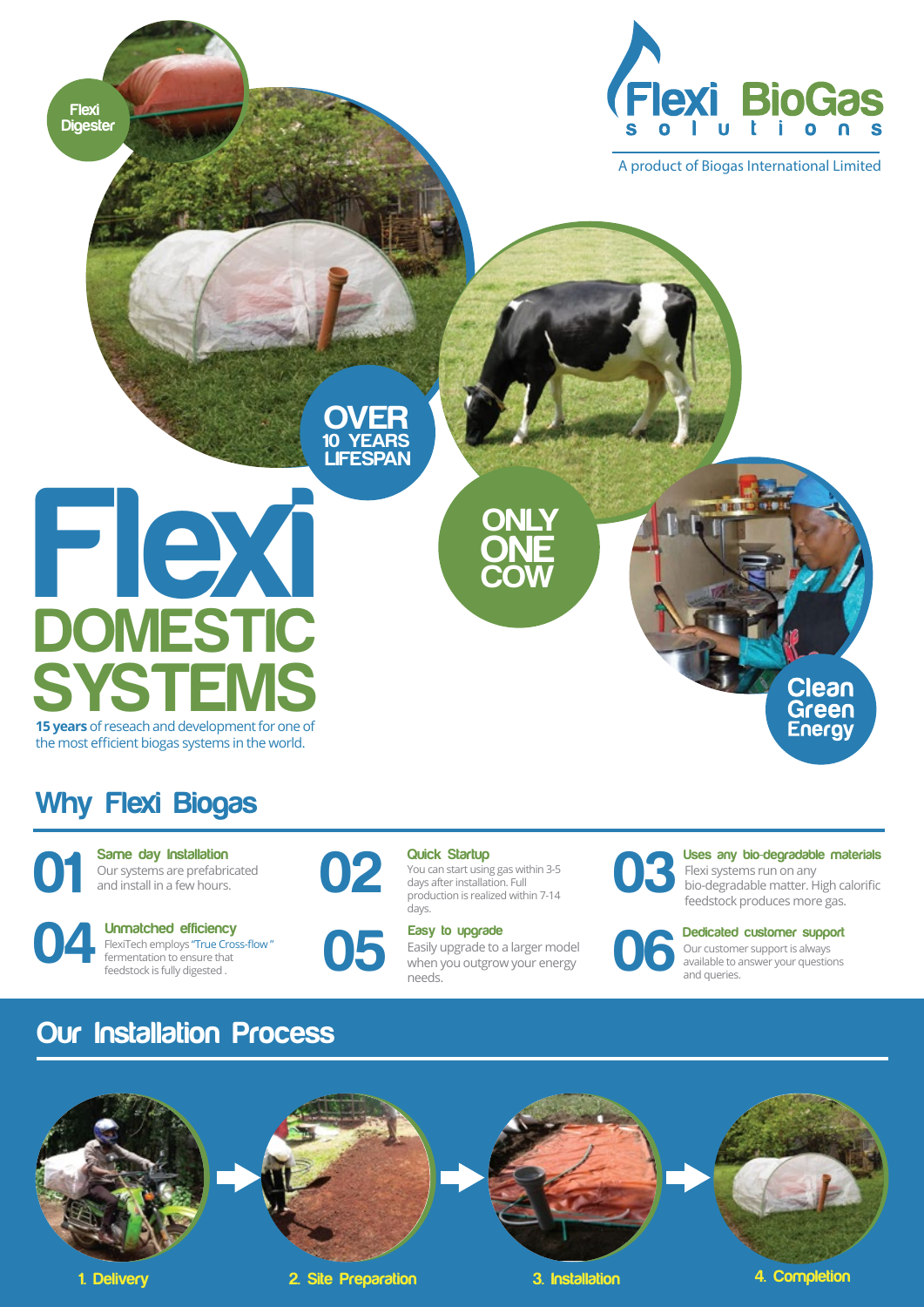# Flexi BioGas solutions

A product of Biogas International Limited

Flexi Digester

OVER 10 YEARS LIFESPAN

ONLY ONE COW

Clean Green Energy

# Flexi DOMESTIC SYSTEMS

**15 years** of reseach and development for one of the most efficient biogas systems in the world.

## Why Flexi Biogas

**01 Same day Installation**
Our systems are prefabricated and install in a few hours.

**02 Quick Startup**
You can start using gas within 3-5 days after installation. Full production is realized within 7-14 days.

**03 Uses any bio-degradable materials**
Flexi systems run on any bio-degradable matter. High calorific feedstock produces more gas.

**04 Unmatched efficiency**
FlexiTech employs "True Cross-flow" fermentation to ensure that feedstock is fully digested .

**05 Easy to upgrade**
Easily upgrade to a larger model when you outgrow your energy needs.

**06 Dedicated customer support**
Our customer support is always available to answer your questions and queries.

## Our Installation Process

1. Delivery
2. Site Preparation
3. Installation
4. Completion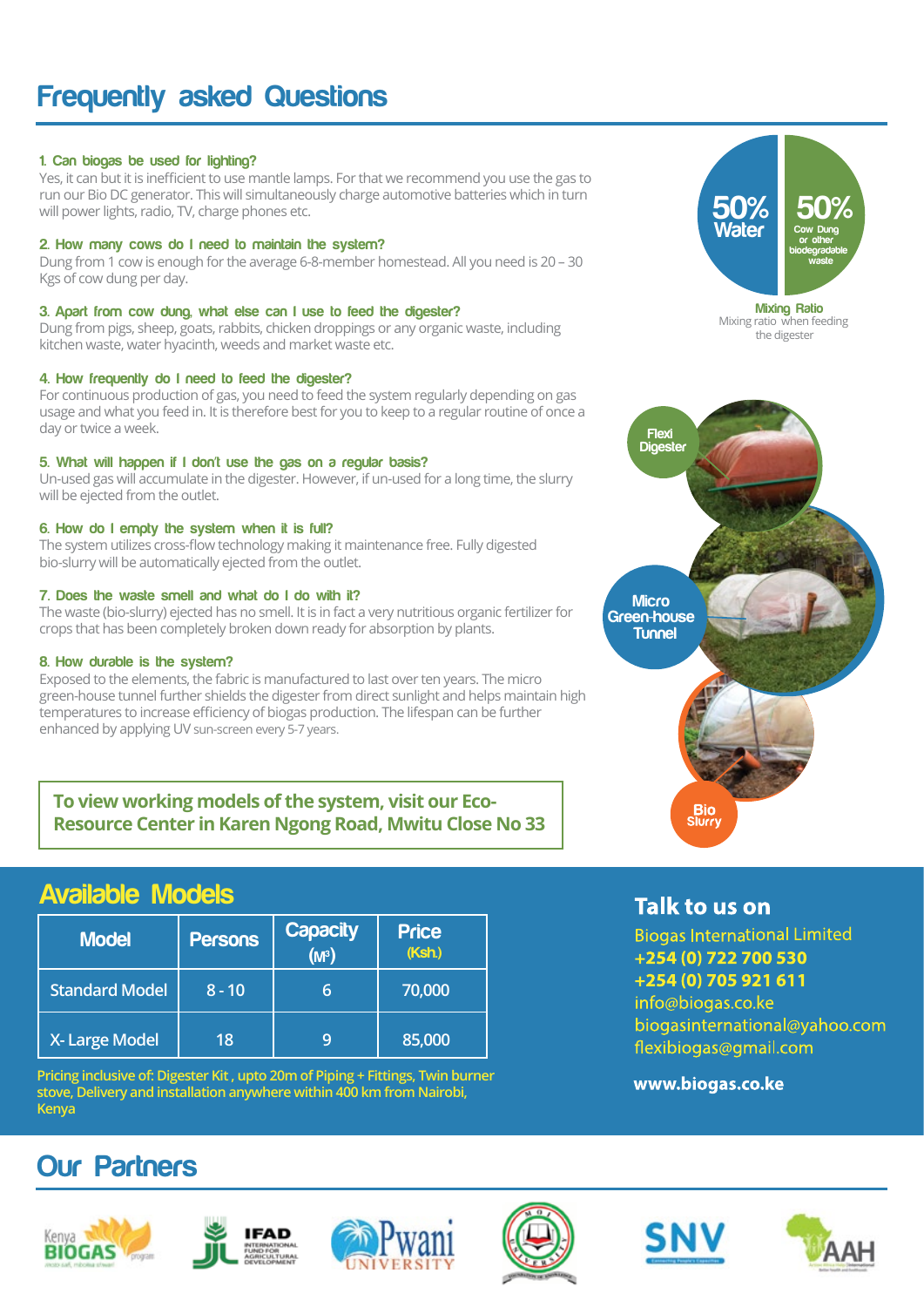# Frequently asked Questions

**1. Can biogas be used for lighting?**
Yes, it can but it is inefficient to use mantle lamps. For that we recommend you use the gas to run our Bio DC generator. This will simultaneously charge automotive batteries which in turn will power lights, radio, TV, charge phones etc.

**2. How many cows do I need to maintain the system?**
Dung from 1 cow is enough for the average 6-8-member homestead. All you need is 20 – 30 Kgs of cow dung per day.

**3. Apart from cow dung, what else can I use to feed the digester?**
Dung from pigs, sheep, goats, rabbits, chicken droppings or any organic waste, including kitchen waste, water hyacinth, weeds and market waste etc.

**4. How frequently do I need to feed the digester?**
For continuous production of gas, you need to feed the system regularly depending on gas usage and what you feed in. It is therefore best for you to keep to a regular routine of once a day or twice a week.

**5. What will happen if I don't use the gas on a regular basis?**
Un-used gas will accumulate in the digester. However, if un-used for a long time, the slurry will be ejected from the outlet.

**6. How do I empty the system when it is full?**
The system utilizes cross-flow technology making it maintenance free. Fully digested bio-slurry will be automatically ejected from the outlet.

**7. Does the waste smell and what do I do with it?**
The waste (bio-slurry) ejected has no smell. It is in fact a very nutritious organic fertilizer for crops that has been completely broken down ready for absorption by plants.

**8. How durable is the system?**
Exposed to the elements, the fabric is manufactured to last over ten years. The micro green-house tunnel further shields the digester from direct sunlight and helps maintain high temperatures to increase efficiency of biogas production. The lifespan can be further enhanced by applying UV sun-screen every 5-7 years.

50% Water

50% Cow Dung or other biodegradable waste

**Mixing Ratio**
Mixing ratio when feeding the digester

Flexi Digester

Micro Green-house Tunnel

Bio Slurry

**To view working models of the system, visit our Eco-Resource Center in Karen Ngong Road, Mwitu Close No 33**

## Available Models

| Model | Persons | Capacity ($M^3$) | Price (Ksh.) |
|---|---|---|---|
| Standard Model | 8 - 10 | 6 | 70,000 |
| X- Large Model | 18 | 9 | 85,000 |

Pricing inclusive of: Digester Kit , upto 20m of Piping + Fittings, Twin burner stove, Delivery and installation anywhere within 400 km from Nairobi, Kenya

## Talk to us on

Biogas International Limited
**+254 (0) 722 700 530**
**+254 (0) 705 921 611**
info@biogas.co.ke
biogasinternational@yahoo.com
flexibiogas@gmail.com

**www.biogas.co.ke**

## Our Partners

Kenya Biogas Program · IFAD International Fund for Agricultural Development · Pwani University · Moi University · SNV · AAH